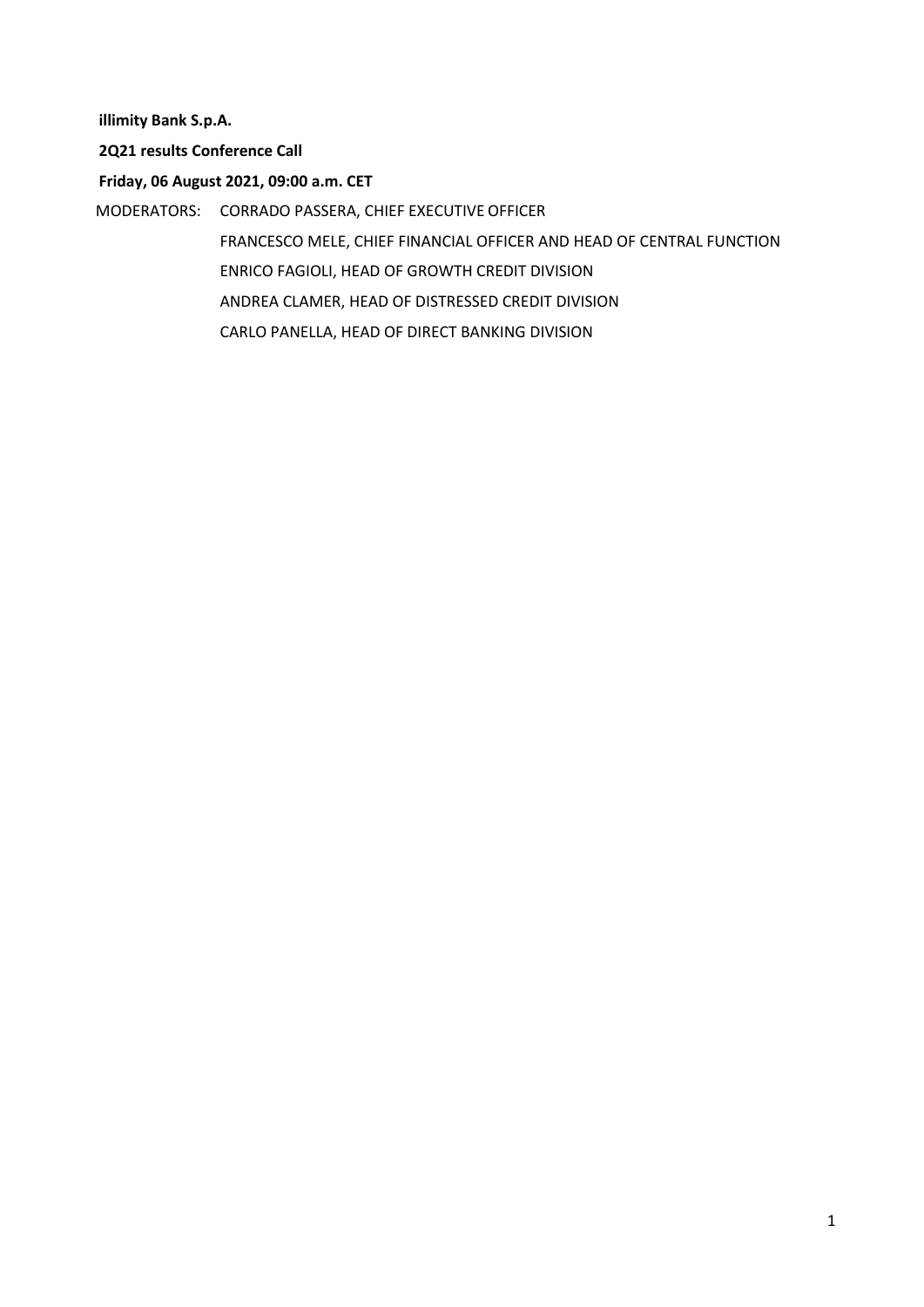**illimity Bank S.p.A.**

**2Q21 results Conference Call**

**Friday, 06 August 2021, 09:00 a.m. CET**

MODERATORS: CORRADO PASSERA, CHIEF EXECUTIVE OFFICER

FRANCESCO MELE, CHIEF FINANCIAL OFFICER AND HEAD OF CENTRAL FUNCTION

ENRICO FAGIOLI, HEAD OF GROWTH CREDIT DIVISION

ANDREA CLAMER, HEAD OF DISTRESSED CREDIT DIVISION

CARLO PANELLA, HEAD OF DIRECT BANKING DIVISION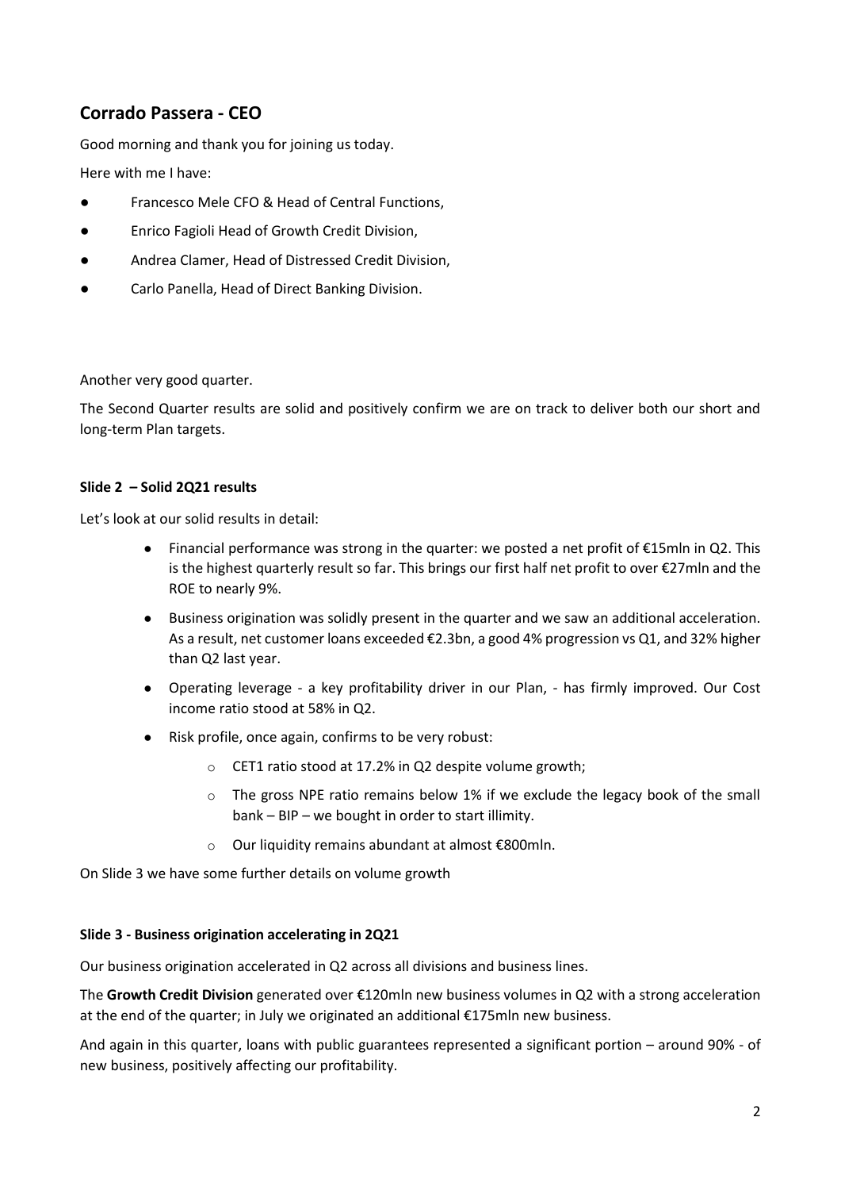## Corrado Passera - CEO

Good morning and thank you for joining us today.

Here with me I have:

- Francesco Mele CFO & Head of Central Functions,
- Enrico Fagioli Head of Growth Credit Division,
- Andrea Clamer, Head of Distressed Credit Division,
- Carlo Panella, Head of Direct Banking Division.

Another very good quarter.

The Second Quarter results are solid and positively confirm we are on track to deliver both our short and long-term Plan targets.

**Slide 2 – Solid 2Q21 results**

Let's look at our solid results in detail:

- Financial performance was strong in the quarter: we posted a net profit of €15mln in Q2. This is the highest quarterly result so far. This brings our first half net profit to over €27mln and the ROE to nearly 9%.
- Business origination was solidly present in the quarter and we saw an additional acceleration. As a result, net customer loans exceeded €2.3bn, a good 4% progression vs Q1, and 32% higher than Q2 last year.
- Operating leverage - a key profitability driver in our Plan, - has firmly improved. Our Cost income ratio stood at 58% in Q2.
- Risk profile, once again, confirms to be very robust:
  - CET1 ratio stood at 17.2% in Q2 despite volume growth;
  - The gross NPE ratio remains below 1% if we exclude the legacy book of the small bank – BIP – we bought in order to start illimity.
  - Our liquidity remains abundant at almost €800mln.

On Slide 3 we have some further details on volume growth

**Slide 3 - Business origination accelerating in 2Q21**

Our business origination accelerated in Q2 across all divisions and business lines.

The **Growth Credit Division** generated over €120mln new business volumes in Q2 with a strong acceleration at the end of the quarter; in July we originated an additional €175mln new business.

And again in this quarter, loans with public guarantees represented a significant portion – around 90% - of new business, positively affecting our profitability.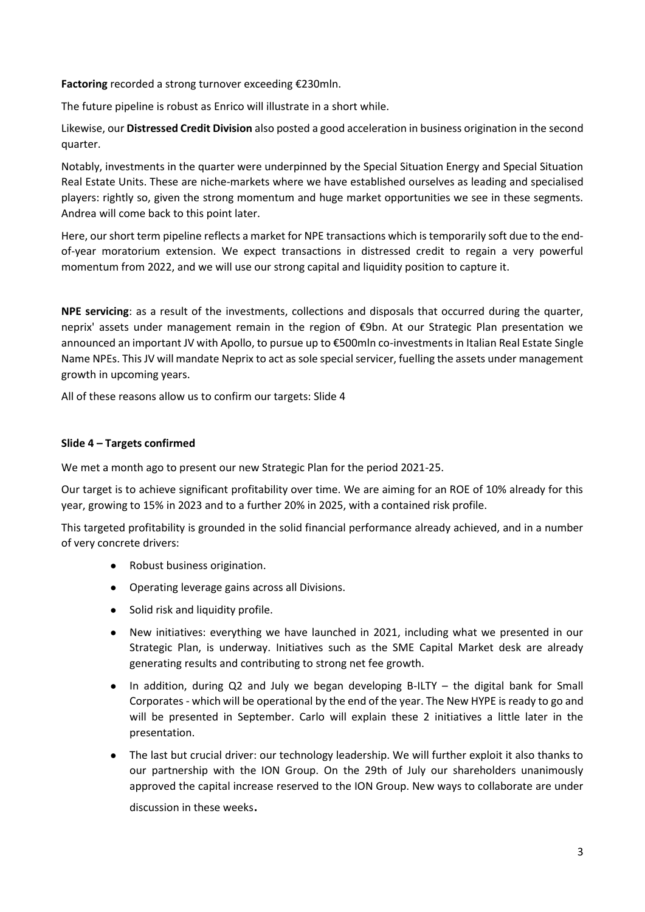**Factoring** recorded a strong turnover exceeding €230mln.

The future pipeline is robust as Enrico will illustrate in a short while.

Likewise, our **Distressed Credit Division** also posted a good acceleration in business origination in the second quarter.

Notably, investments in the quarter were underpinned by the Special Situation Energy and Special Situation Real Estate Units. These are niche-markets where we have established ourselves as leading and specialised players: rightly so, given the strong momentum and huge market opportunities we see in these segments. Andrea will come back to this point later.

Here, our short term pipeline reflects a market for NPE transactions which is temporarily soft due to the end-of-year moratorium extension. We expect transactions in distressed credit to regain a very powerful momentum from 2022, and we will use our strong capital and liquidity position to capture it.

**NPE servicing**: as a result of the investments, collections and disposals that occurred during the quarter, neprix' assets under management remain in the region of €9bn. At our Strategic Plan presentation we announced an important JV with Apollo, to pursue up to €500mln co-investments in Italian Real Estate Single Name NPEs. This JV will mandate Neprix to act as sole special servicer, fuelling the assets under management growth in upcoming years.

All of these reasons allow us to confirm our targets: Slide 4

**Slide 4 – Targets confirmed**

We met a month ago to present our new Strategic Plan for the period 2021-25.

Our target is to achieve significant profitability over time. We are aiming for an ROE of 10% already for this year, growing to 15% in 2023 and to a further 20% in 2025, with a contained risk profile.

This targeted profitability is grounded in the solid financial performance already achieved, and in a number of very concrete drivers:

- Robust business origination.
- Operating leverage gains across all Divisions.
- Solid risk and liquidity profile.
- New initiatives: everything we have launched in 2021, including what we presented in our Strategic Plan, is underway. Initiatives such as the SME Capital Market desk are already generating results and contributing to strong net fee growth.
- In addition, during Q2 and July we began developing B-ILTY – the digital bank for Small Corporates - which will be operational by the end of the year. The New HYPE is ready to go and will be presented in September. Carlo will explain these 2 initiatives a little later in the presentation.
- The last but crucial driver: our technology leadership. We will further exploit it also thanks to our partnership with the ION Group. On the 29th of July our shareholders unanimously approved the capital increase reserved to the ION Group. New ways to collaborate are under discussion in these weeks.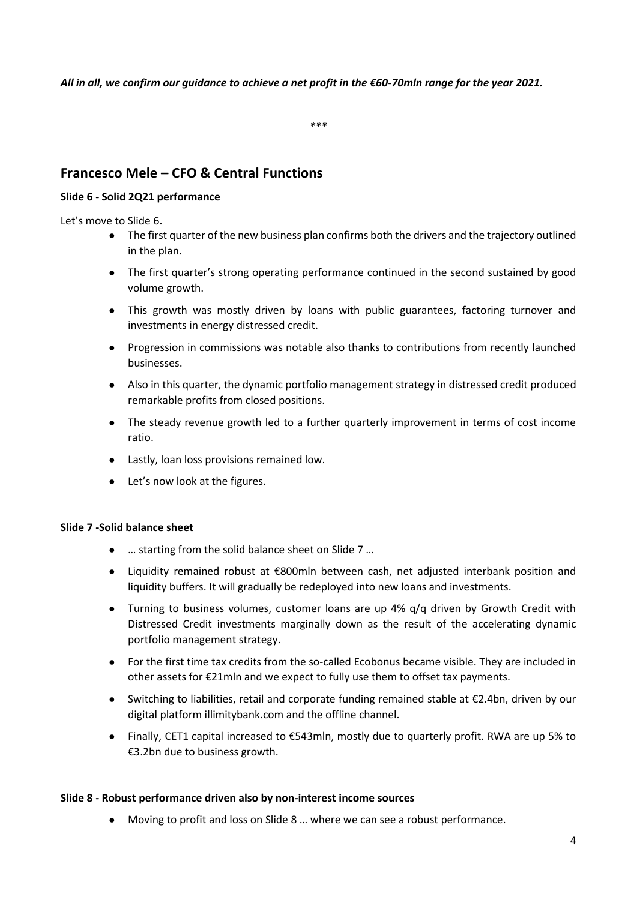***All in all, we confirm our guidance to achieve a net profit in the €60-70mln range for the year 2021.***

***

## Francesco Mele – CFO & Central Functions

**Slide 6 - Solid 2Q21 performance**

Let's move to Slide 6.

- The first quarter of the new business plan confirms both the drivers and the trajectory outlined in the plan.
- The first quarter's strong operating performance continued in the second sustained by good volume growth.
- This growth was mostly driven by loans with public guarantees, factoring turnover and investments in energy distressed credit.
- Progression in commissions was notable also thanks to contributions from recently launched businesses.
- Also in this quarter, the dynamic portfolio management strategy in distressed credit produced remarkable profits from closed positions.
- The steady revenue growth led to a further quarterly improvement in terms of cost income ratio.
- Lastly, loan loss provisions remained low.
- Let's now look at the figures.

**Slide 7 -Solid balance sheet**

- … starting from the solid balance sheet on Slide 7 …
- Liquidity remained robust at €800mln between cash, net adjusted interbank position and liquidity buffers. It will gradually be redeployed into new loans and investments.
- Turning to business volumes, customer loans are up 4% q/q driven by Growth Credit with Distressed Credit investments marginally down as the result of the accelerating dynamic portfolio management strategy.
- For the first time tax credits from the so-called Ecobonus became visible. They are included in other assets for €21mln and we expect to fully use them to offset tax payments.
- Switching to liabilities, retail and corporate funding remained stable at €2.4bn, driven by our digital platform illimitybank.com and the offline channel.
- Finally, CET1 capital increased to €543mln, mostly due to quarterly profit. RWA are up 5% to €3.2bn due to business growth.

**Slide 8 - Robust performance driven also by non-interest income sources**

- Moving to profit and loss on Slide 8 … where we can see a robust performance.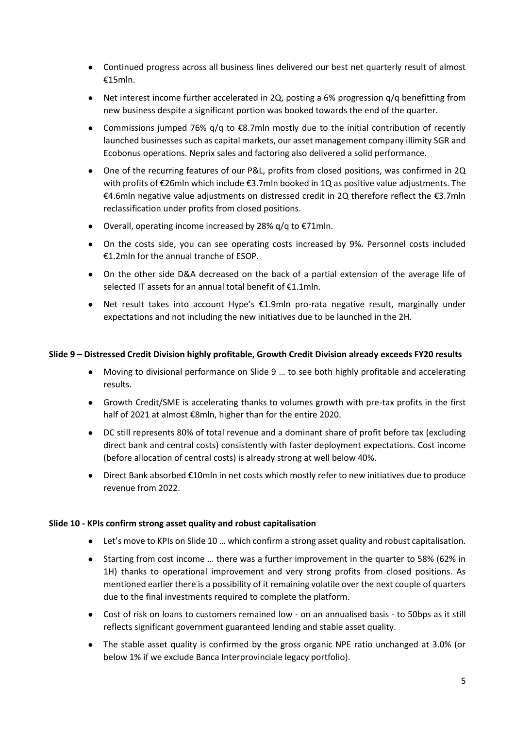- Continued progress across all business lines delivered our best net quarterly result of almost €15mln.
- Net interest income further accelerated in 2Q, posting a 6% progression q/q benefitting from new business despite a significant portion was booked towards the end of the quarter.
- Commissions jumped 76% q/q to €8.7mln mostly due to the initial contribution of recently launched businesses such as capital markets, our asset management company illimity SGR and Ecobonus operations. Neprix sales and factoring also delivered a solid performance.
- One of the recurring features of our P&L, profits from closed positions, was confirmed in 2Q with profits of €26mln which include €3.7mln booked in 1Q as positive value adjustments. The €4.6mln negative value adjustments on distressed credit in 2Q therefore reflect the €3.7mln reclassification under profits from closed positions.
- Overall, operating income increased by 28% q/q to €71mln.
- On the costs side, you can see operating costs increased by 9%. Personnel costs included €1.2mln for the annual tranche of ESOP.
- On the other side D&A decreased on the back of a partial extension of the average life of selected IT assets for an annual total benefit of €1.1mln.
- Net result takes into account Hype's €1.9mln pro-rata negative result, marginally under expectations and not including the new initiatives due to be launched in the 2H.

**Slide 9 – Distressed Credit Division highly profitable, Growth Credit Division already exceeds FY20 results**

- Moving to divisional performance on Slide 9 … to see both highly profitable and accelerating results.
- Growth Credit/SME is accelerating thanks to volumes growth with pre-tax profits in the first half of 2021 at almost €8mln, higher than for the entire 2020.
- DC still represents 80% of total revenue and a dominant share of profit before tax (excluding direct bank and central costs) consistently with faster deployment expectations. Cost income (before allocation of central costs) is already strong at well below 40%.
- Direct Bank absorbed €10mln in net costs which mostly refer to new initiatives due to produce revenue from 2022.

**Slide 10 - KPIs confirm strong asset quality and robust capitalisation**

- Let's move to KPIs on Slide 10 … which confirm a strong asset quality and robust capitalisation.
- Starting from cost income … there was a further improvement in the quarter to 58% (62% in 1H) thanks to operational improvement and very strong profits from closed positions. As mentioned earlier there is a possibility of it remaining volatile over the next couple of quarters due to the final investments required to complete the platform.
- Cost of risk on loans to customers remained low - on an annualised basis - to 50bps as it still reflects significant government guaranteed lending and stable asset quality.
- The stable asset quality is confirmed by the gross organic NPE ratio unchanged at 3.0% (or below 1% if we exclude Banca Interprovinciale legacy portfolio).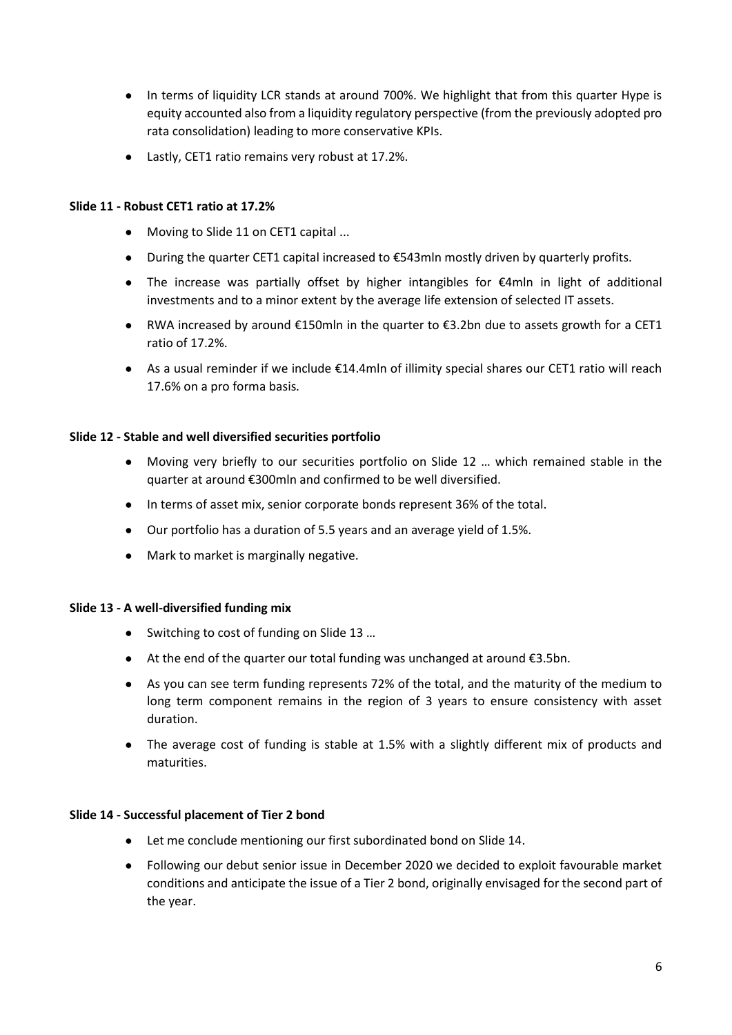- In terms of liquidity LCR stands at around 700%. We highlight that from this quarter Hype is equity accounted also from a liquidity regulatory perspective (from the previously adopted pro rata consolidation) leading to more conservative KPIs.
- Lastly, CET1 ratio remains very robust at 17.2%.

**Slide 11 - Robust CET1 ratio at 17.2%**

- Moving to Slide 11 on CET1 capital ...
- During the quarter CET1 capital increased to €543mln mostly driven by quarterly profits.
- The increase was partially offset by higher intangibles for €4mln in light of additional investments and to a minor extent by the average life extension of selected IT assets.
- RWA increased by around €150mln in the quarter to €3.2bn due to assets growth for a CET1 ratio of 17.2%.
- As a usual reminder if we include €14.4mln of illimity special shares our CET1 ratio will reach 17.6% on a pro forma basis.

**Slide 12 - Stable and well diversified securities portfolio**

- Moving very briefly to our securities portfolio on Slide 12 … which remained stable in the quarter at around €300mln and confirmed to be well diversified.
- In terms of asset mix, senior corporate bonds represent 36% of the total.
- Our portfolio has a duration of 5.5 years and an average yield of 1.5%.
- Mark to market is marginally negative.

**Slide 13 - A well-diversified funding mix**

- Switching to cost of funding on Slide 13 …
- At the end of the quarter our total funding was unchanged at around €3.5bn.
- As you can see term funding represents 72% of the total, and the maturity of the medium to long term component remains in the region of 3 years to ensure consistency with asset duration.
- The average cost of funding is stable at 1.5% with a slightly different mix of products and maturities.

**Slide 14 - Successful placement of Tier 2 bond**

- Let me conclude mentioning our first subordinated bond on Slide 14.
- Following our debut senior issue in December 2020 we decided to exploit favourable market conditions and anticipate the issue of a Tier 2 bond, originally envisaged for the second part of the year.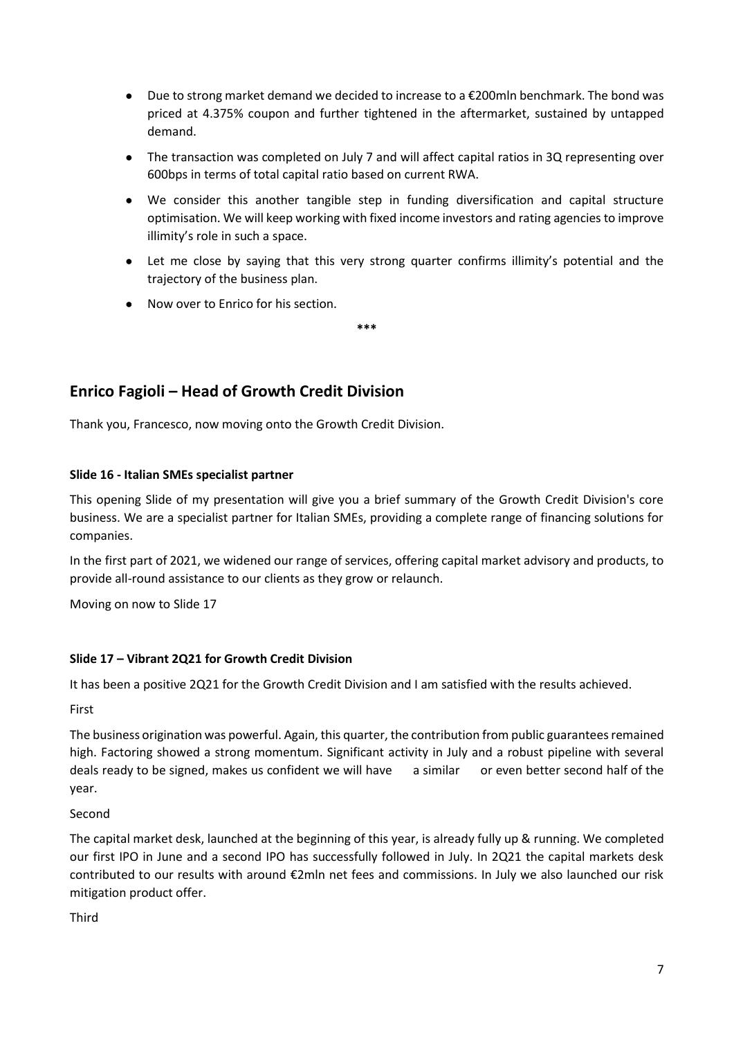- Due to strong market demand we decided to increase to a €200mln benchmark. The bond was priced at 4.375% coupon and further tightened in the aftermarket, sustained by untapped demand.
- The transaction was completed on July 7 and will affect capital ratios in 3Q representing over 600bps in terms of total capital ratio based on current RWA.
- We consider this another tangible step in funding diversification and capital structure optimisation. We will keep working with fixed income investors and rating agencies to improve illimity's role in such a space.
- Let me close by saying that this very strong quarter confirms illimity's potential and the trajectory of the business plan.
- Now over to Enrico for his section.

***

## Enrico Fagioli – Head of Growth Credit Division

Thank you, Francesco, now moving onto the Growth Credit Division.

**Slide 16 - Italian SMEs specialist partner**

This opening Slide of my presentation will give you a brief summary of the Growth Credit Division's core business. We are a specialist partner for Italian SMEs, providing a complete range of financing solutions for companies.

In the first part of 2021, we widened our range of services, offering capital market advisory and products, to provide all-round assistance to our clients as they grow or relaunch.

Moving on now to Slide 17

**Slide 17 – Vibrant 2Q21 for Growth Credit Division**

It has been a positive 2Q21 for the Growth Credit Division and I am satisfied with the results achieved.

First

The business origination was powerful. Again, this quarter, the contribution from public guarantees remained high. Factoring showed a strong momentum. Significant activity in July and a robust pipeline with several deals ready to be signed, makes us confident we will have a similar or even better second half of the year.

Second

The capital market desk, launched at the beginning of this year, is already fully up & running. We completed our first IPO in June and a second IPO has successfully followed in July. In 2Q21 the capital markets desk contributed to our results with around €2mln net fees and commissions. In July we also launched our risk mitigation product offer.

Third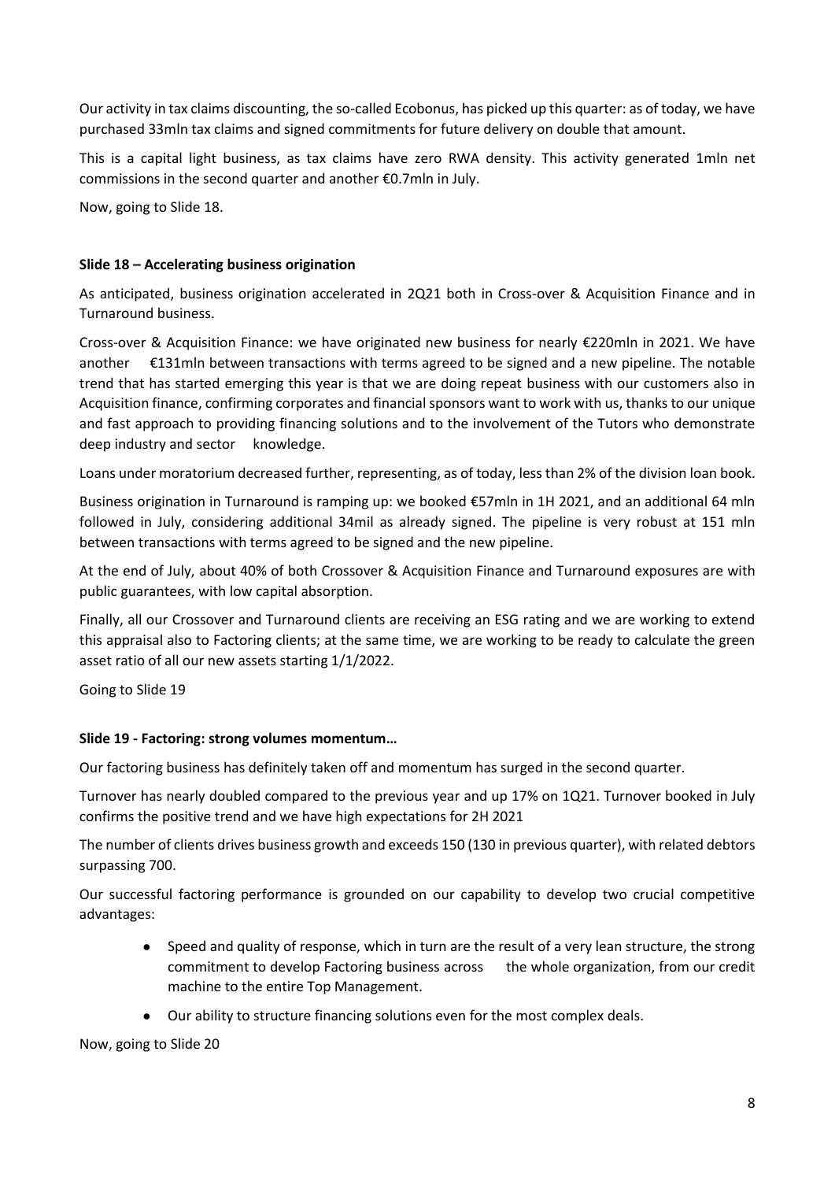Our activity in tax claims discounting, the so-called Ecobonus, has picked up this quarter: as of today, we have purchased 33mln tax claims and signed commitments for future delivery on double that amount.

This is a capital light business, as tax claims have zero RWA density. This activity generated 1mln net commissions in the second quarter and another €0.7mln in July.

Now, going to Slide 18.

**Slide 18 – Accelerating business origination**

As anticipated, business origination accelerated in 2Q21 both in Cross-over & Acquisition Finance and in Turnaround business.

Cross-over & Acquisition Finance: we have originated new business for nearly €220mln in 2021. We have another €131mln between transactions with terms agreed to be signed and a new pipeline. The notable trend that has started emerging this year is that we are doing repeat business with our customers also in Acquisition finance, confirming corporates and financial sponsors want to work with us, thanks to our unique and fast approach to providing financing solutions and to the involvement of the Tutors who demonstrate deep industry and sector knowledge.

Loans under moratorium decreased further, representing, as of today, less than 2% of the division loan book.

Business origination in Turnaround is ramping up: we booked €57mln in 1H 2021, and an additional 64 mln followed in July, considering additional 34mil as already signed. The pipeline is very robust at 151 mln between transactions with terms agreed to be signed and the new pipeline.

At the end of July, about 40% of both Crossover & Acquisition Finance and Turnaround exposures are with public guarantees, with low capital absorption.

Finally, all our Crossover and Turnaround clients are receiving an ESG rating and we are working to extend this appraisal also to Factoring clients; at the same time, we are working to be ready to calculate the green asset ratio of all our new assets starting 1/1/2022.

Going to Slide 19

**Slide 19 - Factoring: strong volumes momentum…**

Our factoring business has definitely taken off and momentum has surged in the second quarter.

Turnover has nearly doubled compared to the previous year and up 17% on 1Q21. Turnover booked in July confirms the positive trend and we have high expectations for 2H 2021

The number of clients drives business growth and exceeds 150 (130 in previous quarter), with related debtors surpassing 700.

Our successful factoring performance is grounded on our capability to develop two crucial competitive advantages:

- Speed and quality of response, which in turn are the result of a very lean structure, the strong commitment to develop Factoring business across the whole organization, from our credit machine to the entire Top Management.
- Our ability to structure financing solutions even for the most complex deals.

Now, going to Slide 20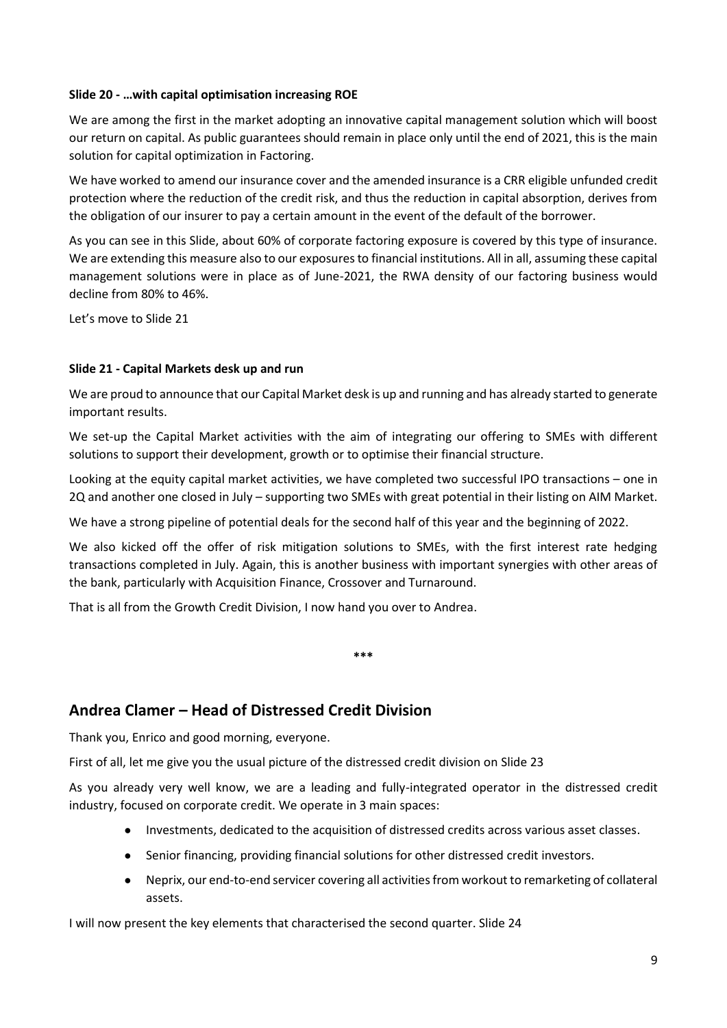**Slide 20 - …with capital optimisation increasing ROE**

We are among the first in the market adopting an innovative capital management solution which will boost our return on capital. As public guarantees should remain in place only until the end of 2021, this is the main solution for capital optimization in Factoring.

We have worked to amend our insurance cover and the amended insurance is a CRR eligible unfunded credit protection where the reduction of the credit risk, and thus the reduction in capital absorption, derives from the obligation of our insurer to pay a certain amount in the event of the default of the borrower.

As you can see in this Slide, about 60% of corporate factoring exposure is covered by this type of insurance. We are extending this measure also to our exposures to financial institutions. All in all, assuming these capital management solutions were in place as of June-2021, the RWA density of our factoring business would decline from 80% to 46%.

Let's move to Slide 21

**Slide 21 - Capital Markets desk up and run**

We are proud to announce that our Capital Market desk is up and running and has already started to generate important results.

We set-up the Capital Market activities with the aim of integrating our offering to SMEs with different solutions to support their development, growth or to optimise their financial structure.

Looking at the equity capital market activities, we have completed two successful IPO transactions – one in 2Q and another one closed in July – supporting two SMEs with great potential in their listing on AIM Market.

We have a strong pipeline of potential deals for the second half of this year and the beginning of 2022.

We also kicked off the offer of risk mitigation solutions to SMEs, with the first interest rate hedging transactions completed in July. Again, this is another business with important synergies with other areas of the bank, particularly with Acquisition Finance, Crossover and Turnaround.

That is all from the Growth Credit Division, I now hand you over to Andrea.

***

## Andrea Clamer – Head of Distressed Credit Division

Thank you, Enrico and good morning, everyone.

First of all, let me give you the usual picture of the distressed credit division on Slide 23

As you already very well know, we are a leading and fully-integrated operator in the distressed credit industry, focused on corporate credit. We operate in 3 main spaces:

- Investments, dedicated to the acquisition of distressed credits across various asset classes.
- Senior financing, providing financial solutions for other distressed credit investors.
- Neprix, our end-to-end servicer covering all activities from workout to remarketing of collateral assets.

I will now present the key elements that characterised the second quarter. Slide 24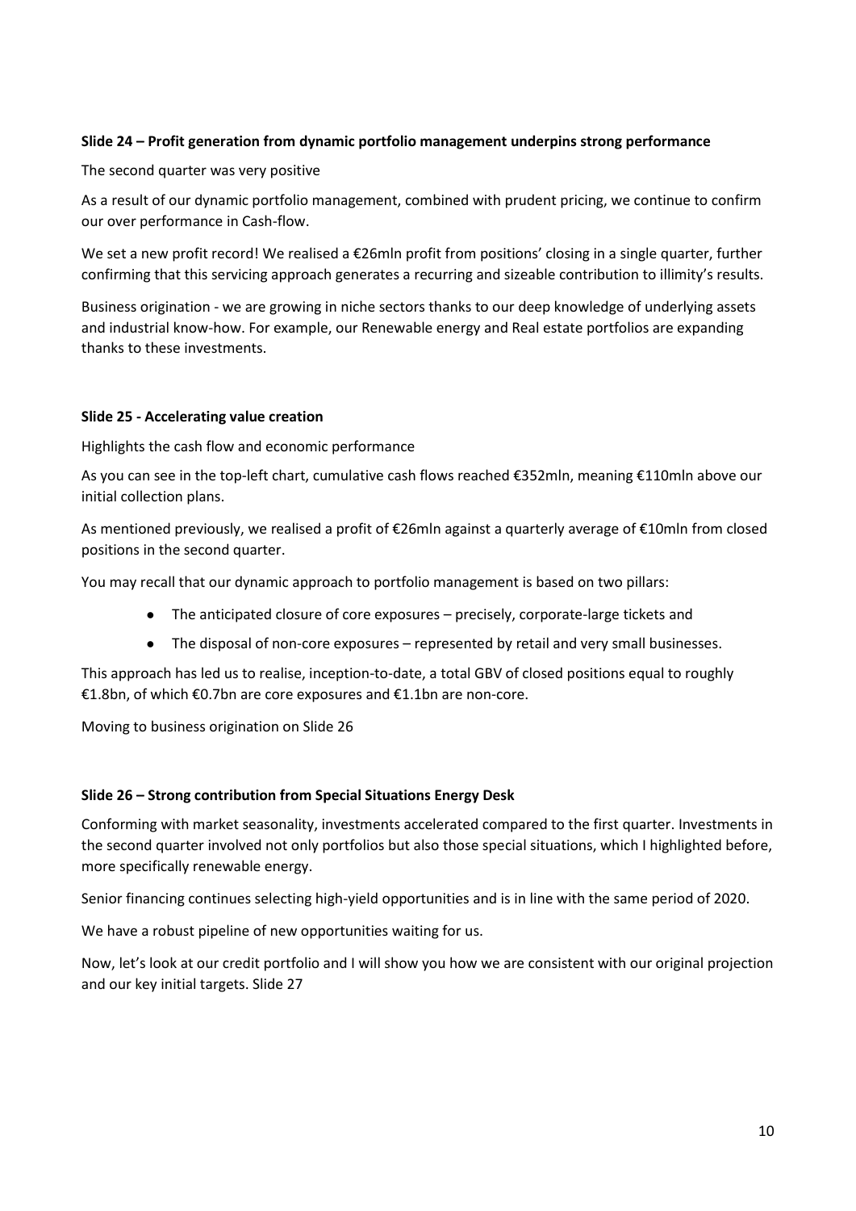**Slide 24 – Profit generation from dynamic portfolio management underpins strong performance**

The second quarter was very positive

As a result of our dynamic portfolio management, combined with prudent pricing, we continue to confirm our over performance in Cash-flow.

We set a new profit record! We realised a €26mln profit from positions' closing in a single quarter, further confirming that this servicing approach generates a recurring and sizeable contribution to illimity's results.

Business origination - we are growing in niche sectors thanks to our deep knowledge of underlying assets and industrial know-how. For example, our Renewable energy and Real estate portfolios are expanding thanks to these investments.

**Slide 25 - Accelerating value creation**

Highlights the cash flow and economic performance

As you can see in the top-left chart, cumulative cash flows reached €352mln, meaning €110mln above our initial collection plans.

As mentioned previously, we realised a profit of €26mln against a quarterly average of €10mln from closed positions in the second quarter.

You may recall that our dynamic approach to portfolio management is based on two pillars:

- The anticipated closure of core exposures – precisely, corporate-large tickets and
- The disposal of non-core exposures – represented by retail and very small businesses.

This approach has led us to realise, inception-to-date, a total GBV of closed positions equal to roughly €1.8bn, of which €0.7bn are core exposures and €1.1bn are non-core.

Moving to business origination on Slide 26

**Slide 26 – Strong contribution from Special Situations Energy Desk**

Conforming with market seasonality, investments accelerated compared to the first quarter. Investments in the second quarter involved not only portfolios but also those special situations, which I highlighted before, more specifically renewable energy.

Senior financing continues selecting high-yield opportunities and is in line with the same period of 2020.

We have a robust pipeline of new opportunities waiting for us.

Now, let's look at our credit portfolio and I will show you how we are consistent with our original projection and our key initial targets. Slide 27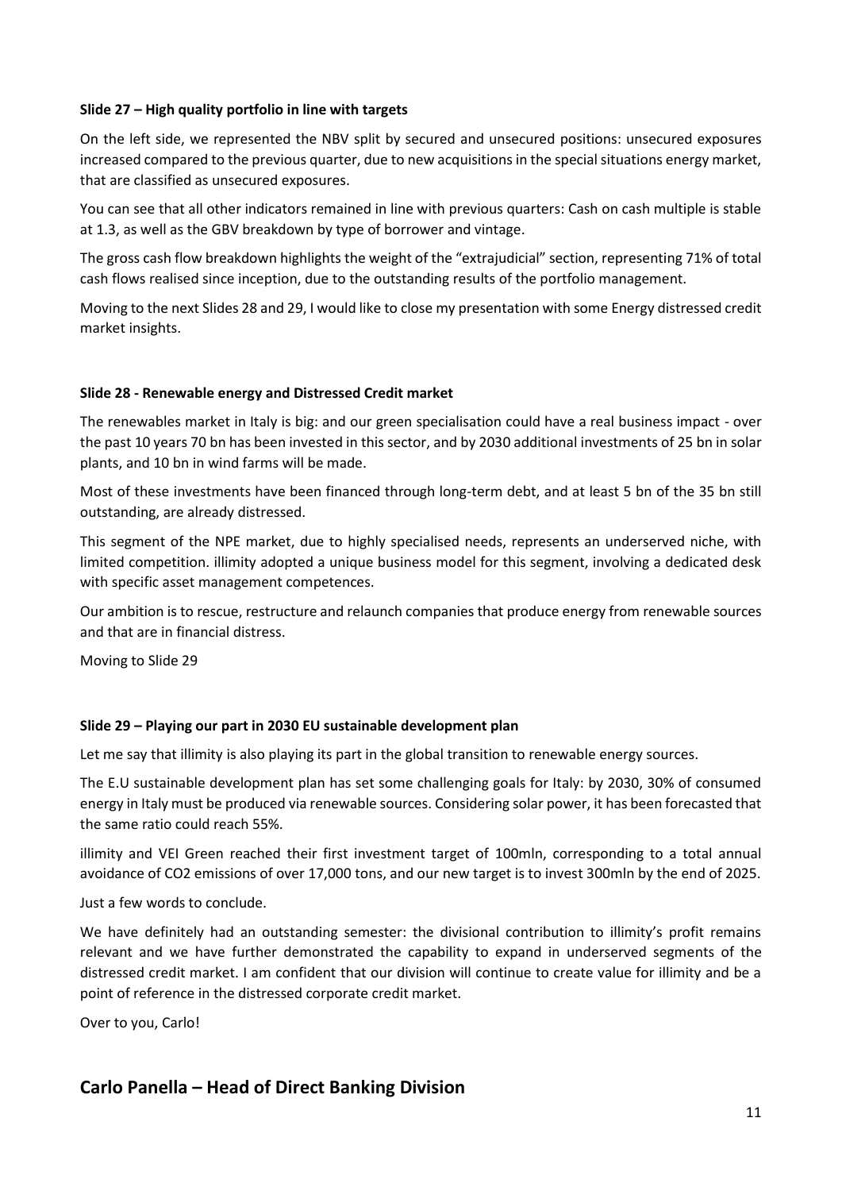**Slide 27 – High quality portfolio in line with targets**

On the left side, we represented the NBV split by secured and unsecured positions: unsecured exposures increased compared to the previous quarter, due to new acquisitions in the special situations energy market, that are classified as unsecured exposures.

You can see that all other indicators remained in line with previous quarters: Cash on cash multiple is stable at 1.3, as well as the GBV breakdown by type of borrower and vintage.

The gross cash flow breakdown highlights the weight of the "extrajudicial" section, representing 71% of total cash flows realised since inception, due to the outstanding results of the portfolio management.

Moving to the next Slides 28 and 29, I would like to close my presentation with some Energy distressed credit market insights.

**Slide 28 - Renewable energy and Distressed Credit market**

The renewables market in Italy is big: and our green specialisation could have a real business impact - over the past 10 years 70 bn has been invested in this sector, and by 2030 additional investments of 25 bn in solar plants, and 10 bn in wind farms will be made.

Most of these investments have been financed through long-term debt, and at least 5 bn of the 35 bn still outstanding, are already distressed.

This segment of the NPE market, due to highly specialised needs, represents an underserved niche, with limited competition. illimity adopted a unique business model for this segment, involving a dedicated desk with specific asset management competences.

Our ambition is to rescue, restructure and relaunch companies that produce energy from renewable sources and that are in financial distress.

Moving to Slide 29

**Slide 29 – Playing our part in 2030 EU sustainable development plan**

Let me say that illimity is also playing its part in the global transition to renewable energy sources.

The E.U sustainable development plan has set some challenging goals for Italy: by 2030, 30% of consumed energy in Italy must be produced via renewable sources. Considering solar power, it has been forecasted that the same ratio could reach 55%.

illimity and VEI Green reached their first investment target of 100mln, corresponding to a total annual avoidance of $CO_2$ emissions of over 17,000 tons, and our new target is to invest 300mln by the end of 2025.

Just a few words to conclude.

We have definitely had an outstanding semester: the divisional contribution to illimity's profit remains relevant and we have further demonstrated the capability to expand in underserved segments of the distressed credit market. I am confident that our division will continue to create value for illimity and be a point of reference in the distressed corporate credit market.

Over to you, Carlo!

## Carlo Panella – Head of Direct Banking Division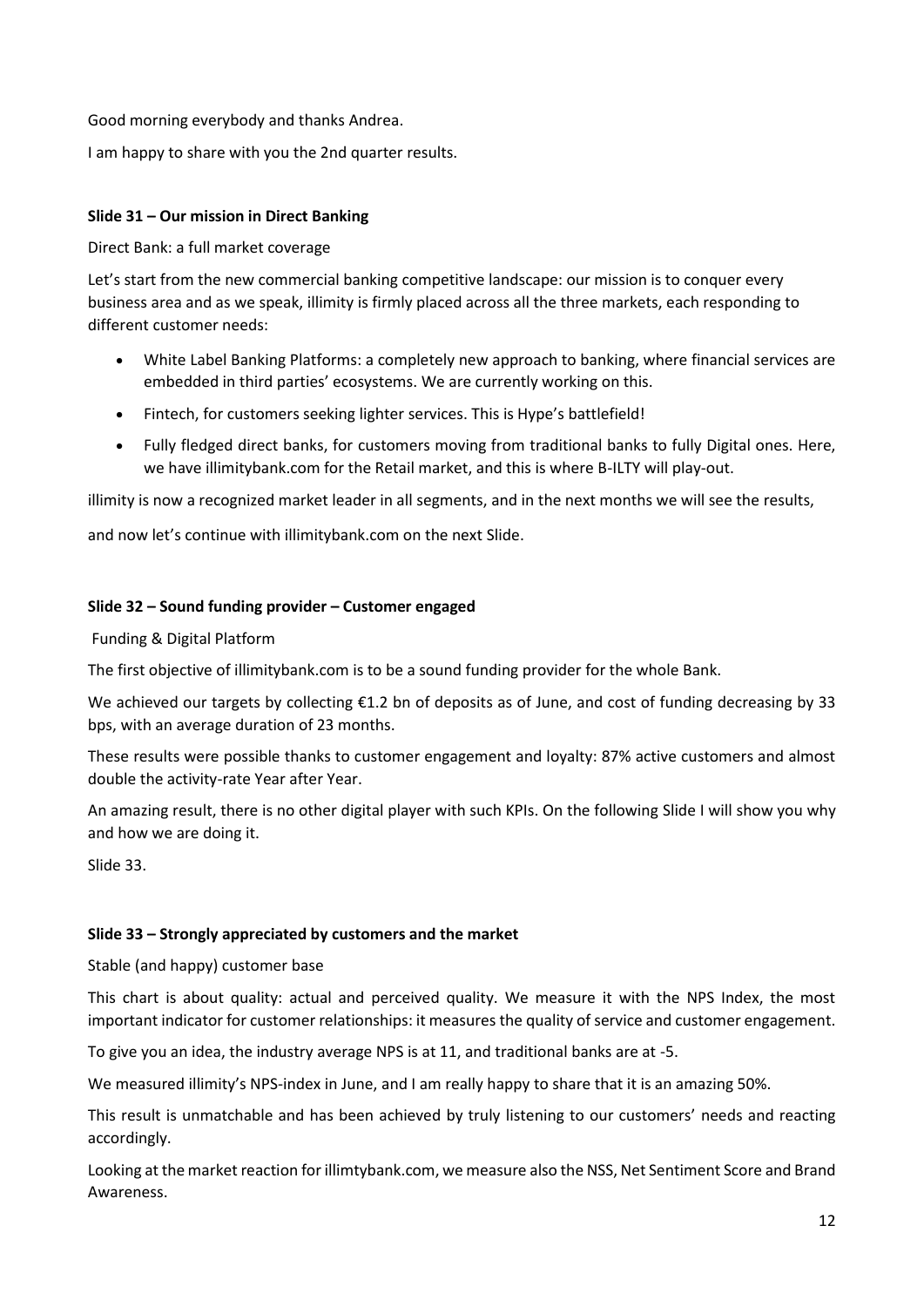Good morning everybody and thanks Andrea.

I am happy to share with you the 2nd quarter results.

**Slide 31 – Our mission in Direct Banking**

Direct Bank: a full market coverage

Let's start from the new commercial banking competitive landscape: our mission is to conquer every business area and as we speak, illimity is firmly placed across all the three markets, each responding to different customer needs:

- White Label Banking Platforms: a completely new approach to banking, where financial services are embedded in third parties' ecosystems. We are currently working on this.
- Fintech, for customers seeking lighter services. This is Hype's battlefield!
- Fully fledged direct banks, for customers moving from traditional banks to fully Digital ones. Here, we have illimitybank.com for the Retail market, and this is where B-ILTY will play-out.

illimity is now a recognized market leader in all segments, and in the next months we will see the results,

and now let's continue with illimitybank.com on the next Slide.

**Slide 32 – Sound funding provider – Customer engaged**

Funding & Digital Platform

The first objective of illimitybank.com is to be a sound funding provider for the whole Bank.

We achieved our targets by collecting €1.2 bn of deposits as of June, and cost of funding decreasing by 33 bps, with an average duration of 23 months.

These results were possible thanks to customer engagement and loyalty: 87% active customers and almost double the activity-rate Year after Year.

An amazing result, there is no other digital player with such KPIs. On the following Slide I will show you why and how we are doing it.

Slide 33.

**Slide 33 – Strongly appreciated by customers and the market**

Stable (and happy) customer base

This chart is about quality: actual and perceived quality. We measure it with the NPS Index, the most important indicator for customer relationships: it measures the quality of service and customer engagement.

To give you an idea, the industry average NPS is at 11, and traditional banks are at -5.

We measured illimity's NPS-index in June, and I am really happy to share that it is an amazing 50%.

This result is unmatchable and has been achieved by truly listening to our customers' needs and reacting accordingly.

Looking at the market reaction for illimtybank.com, we measure also the NSS, Net Sentiment Score and Brand Awareness.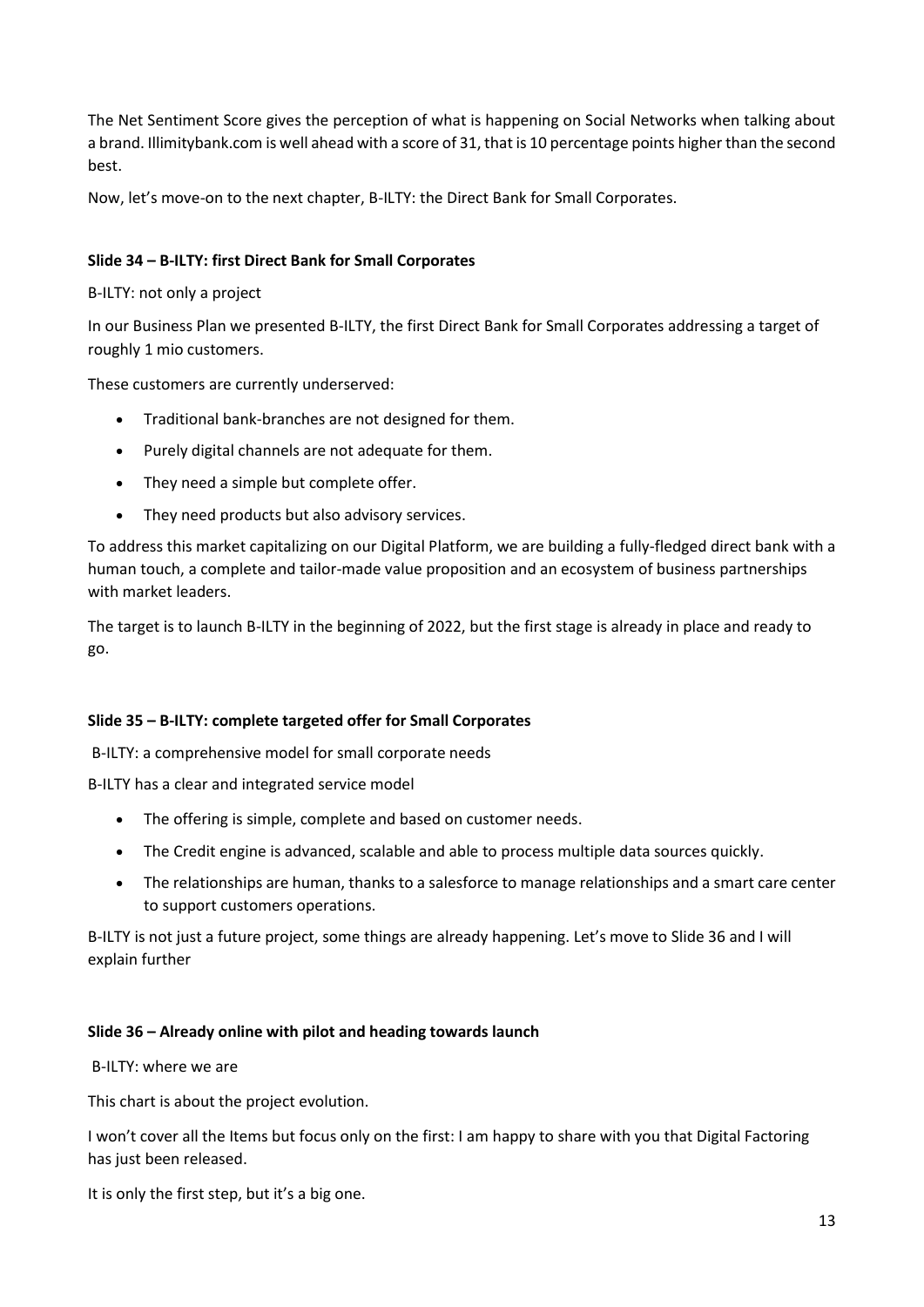The Net Sentiment Score gives the perception of what is happening on Social Networks when talking about a brand. Illimitybank.com is well ahead with a score of 31, that is 10 percentage points higher than the second best.

Now, let's move-on to the next chapter, B-ILTY: the Direct Bank for Small Corporates.

**Slide 34 – B-ILTY: first Direct Bank for Small Corporates**

B-ILTY: not only a project

In our Business Plan we presented B-ILTY, the first Direct Bank for Small Corporates addressing a target of roughly 1 mio customers.

These customers are currently underserved:

- Traditional bank-branches are not designed for them.
- Purely digital channels are not adequate for them.
- They need a simple but complete offer.
- They need products but also advisory services.

To address this market capitalizing on our Digital Platform, we are building a fully-fledged direct bank with a human touch, a complete and tailor-made value proposition and an ecosystem of business partnerships with market leaders.

The target is to launch B-ILTY in the beginning of 2022, but the first stage is already in place and ready to go.

**Slide 35 – B-ILTY: complete targeted offer for Small Corporates**

B-ILTY: a comprehensive model for small corporate needs

B-ILTY has a clear and integrated service model

- The offering is simple, complete and based on customer needs.
- The Credit engine is advanced, scalable and able to process multiple data sources quickly.
- The relationships are human, thanks to a salesforce to manage relationships and a smart care center to support customers operations.

B-ILTY is not just a future project, some things are already happening. Let's move to Slide 36 and I will explain further

**Slide 36 – Already online with pilot and heading towards launch**

B-ILTY: where we are

This chart is about the project evolution.

I won't cover all the Items but focus only on the first: I am happy to share with you that Digital Factoring has just been released.

It is only the first step, but it's a big one.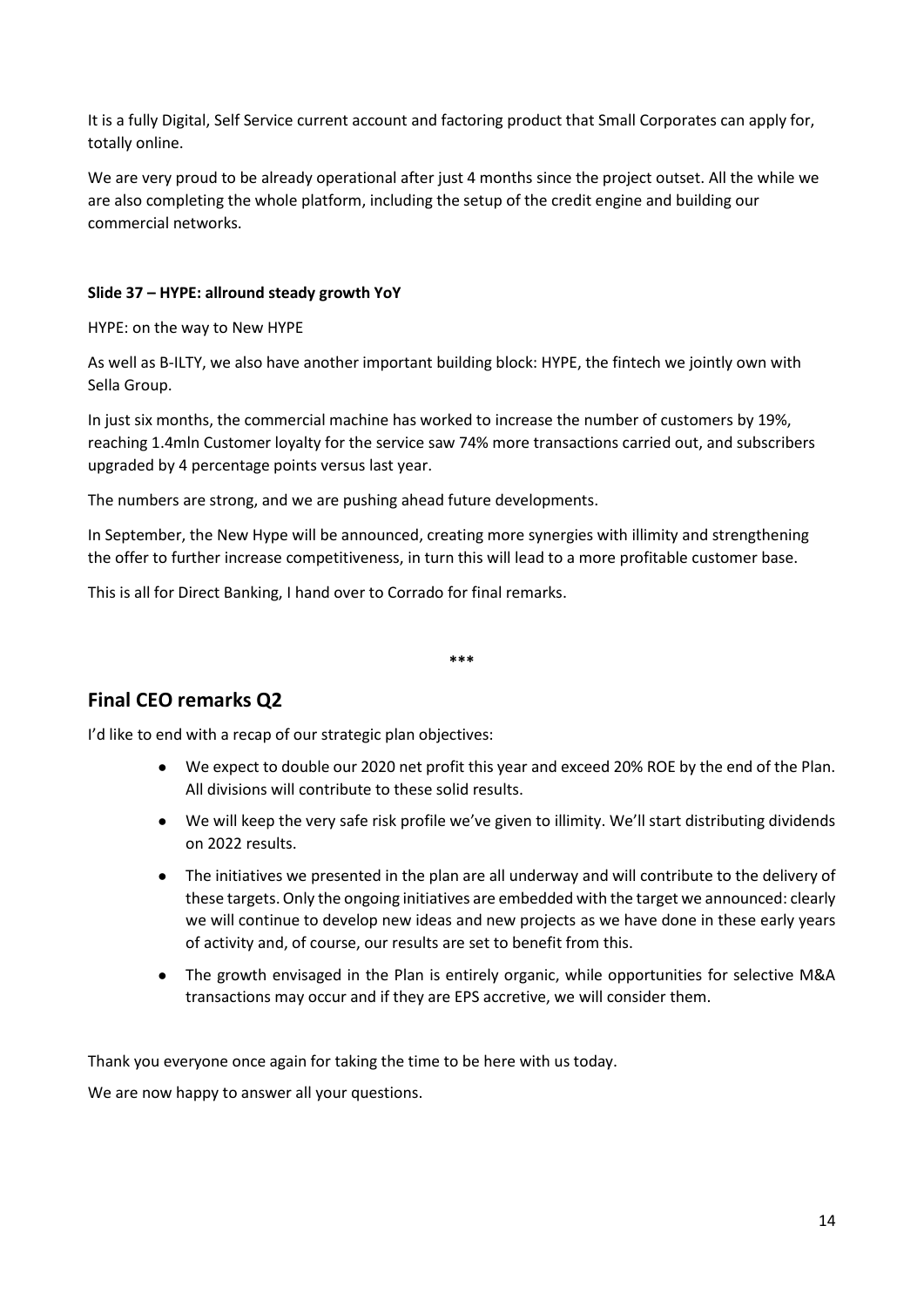It is a fully Digital, Self Service current account and factoring product that Small Corporates can apply for, totally online.

We are very proud to be already operational after just 4 months since the project outset. All the while we are also completing the whole platform, including the setup of the credit engine and building our commercial networks.

**Slide 37 – HYPE: allround steady growth YoY**

HYPE: on the way to New HYPE

As well as B-ILTY, we also have another important building block: HYPE, the fintech we jointly own with Sella Group.

In just six months, the commercial machine has worked to increase the number of customers by 19%, reaching 1.4mln Customer loyalty for the service saw 74% more transactions carried out, and subscribers upgraded by 4 percentage points versus last year.

The numbers are strong, and we are pushing ahead future developments.

In September, the New Hype will be announced, creating more synergies with illimity and strengthening the offer to further increase competitiveness, in turn this will lead to a more profitable customer base.

This is all for Direct Banking, I hand over to Corrado for final remarks.

***

## Final CEO remarks Q2

I'd like to end with a recap of our strategic plan objectives:

- We expect to double our 2020 net profit this year and exceed 20% ROE by the end of the Plan. All divisions will contribute to these solid results.
- We will keep the very safe risk profile we've given to illimity. We'll start distributing dividends on 2022 results.
- The initiatives we presented in the plan are all underway and will contribute to the delivery of these targets. Only the ongoing initiatives are embedded with the target we announced: clearly we will continue to develop new ideas and new projects as we have done in these early years of activity and, of course, our results are set to benefit from this.
- The growth envisaged in the Plan is entirely organic, while opportunities for selective M&A transactions may occur and if they are EPS accretive, we will consider them.

Thank you everyone once again for taking the time to be here with us today.

We are now happy to answer all your questions.